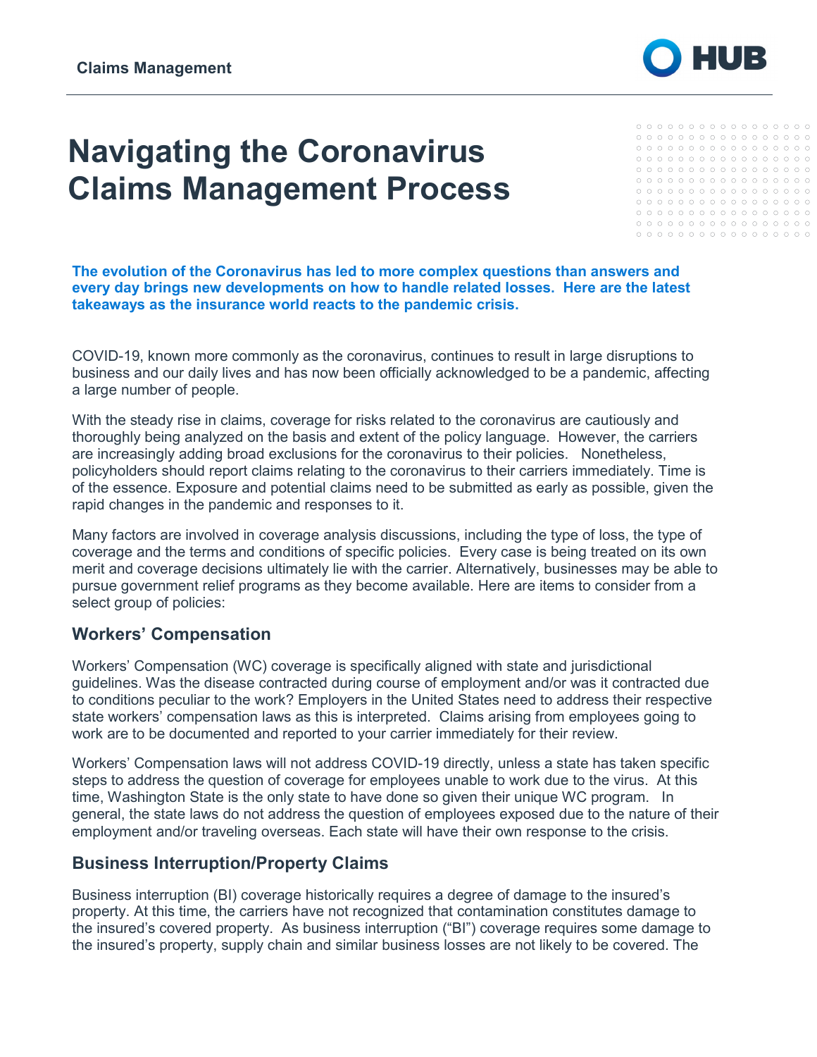# Navigating the Coronavirus Claims Management Process

**The evolution of the Coronavirus has led to more complex questions than answers and every day brings new developments on how to handle related losses. Here are the latest takeaways as the insurance world reacts to the pandemic crisis.**

COVID-19, known more commonly as the coronavirus, continues to result in large disruptions to business and our daily lives and has now been officially acknowledged to be a pandemic, affecting a large number of people.

With the steady rise in claims, coverage for risks related to the coronavirus are cautiously and thoroughly being analyzed on the basis and extent of the policy language. However, the carriers are increasingly adding broad exclusions for the coronavirus to their policies. Nonetheless, policyholders should report claims relating to the coronavirus to their carriers immediately. Time is of the essence. Exposure and potential claims need to be submitted as early as possible, given the rapid changes in the pandemic and responses to it.

Many factors are involved in coverage analysis discussions, including the type of loss, the type of coverage and the terms and conditions of specific policies. Every case is being treated on its own merit and coverage decisions ultimately lie with the carrier. Alternatively, businesses may be able to pursue government relief programs as they become available. Here are items to consider from a select group of policies:

## Workers' Compensation

Workers' Compensation (WC) coverage is specifically aligned with state and jurisdictional guidelines. Was the disease contracted during course of employment and/or was it contracted due to conditions peculiar to the work? Employers in the United States need to address their respective state workers' compensation laws as this is interpreted. Claims arising from employees going to work are to be documented and reported to your carrier immediately for their review.

Workers' Compensation laws will not address COVID-19 directly, unless a state has taken specific steps to address the question of coverage for employees unable to work due to the virus. At this time, Washington State is the only state to have done so given their unique WC program. In general, the state laws do not address the question of employees exposed due to the nature of their employment and/or traveling overseas. Each state will have their own response to the crisis.

## Business Interruption/Property Claims

Business interruption (BI) coverage historically requires a degree of damage to the insured's property. At this time, the carriers have not recognized that contamination constitutes damage to the insured's covered property. As business interruption ("BI") coverage requires some damage to the insured's property, supply chain and similar business losses are not likely to be covered. The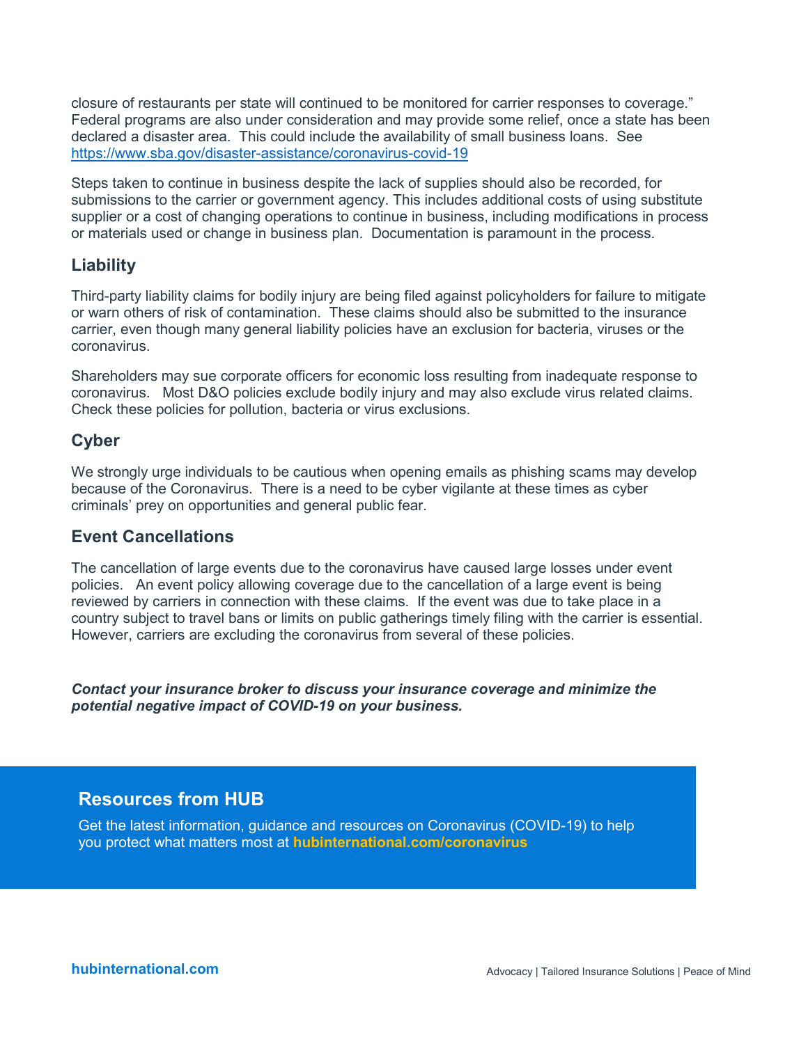closure of restaurants per state will continued to be monitored for carrier responses to coverage." Federal programs are also under consideration and may provide some relief, once a state has been declared a disaster area. This could include the availability of small business loans. See https://www.sba.gov/disaster-assistance/coronavirus-covid-19

Steps taken to continue in business despite the lack of supplies should also be recorded, for submissions to the carrier or government agency. This includes additional costs of using substitute supplier or a cost of changing operations to continue in business, including modifications in process or materials used or change in business plan. Documentation is paramount in the process.

## Liability

Third-party liability claims for bodily injury are being filed against policyholders for failure to mitigate or warn others of risk of contamination. These claims should also be submitted to the insurance carrier, even though many general liability policies have an exclusion for bacteria, viruses or the coronavirus.

Shareholders may sue corporate officers for economic loss resulting from inadequate response to coronavirus. Most D&O policies exclude bodily injury and may also exclude virus related claims. Check these policies for pollution, bacteria or virus exclusions.

## Cyber

We strongly urge individuals to be cautious when opening emails as phishing scams may develop because of the Coronavirus. There is a need to be cyber vigilante at these times as cyber criminals' prey on opportunities and general public fear.

## Event Cancellations

The cancellation of large events due to the coronavirus have caused large losses under event policies. An event policy allowing coverage due to the cancellation of a large event is being reviewed by carriers in connection with these claims. If the event was due to take place in a country subject to travel bans or limits on public gatherings timely filing with the carrier is essential. However, carriers are excluding the coronavirus from several of these policies.

***Contact your insurance broker to discuss your insurance coverage and minimize the potential negative impact of COVID-19 on your business.***

## Resources from HUB

Get the latest information, guidance and resources on Coronavirus (COVID-19) to help you protect what matters most at **hubinternational.com/coronavirus**

**hubinternational.com**

Advocacy | Tailored Insurance Solutions | Peace of Mind